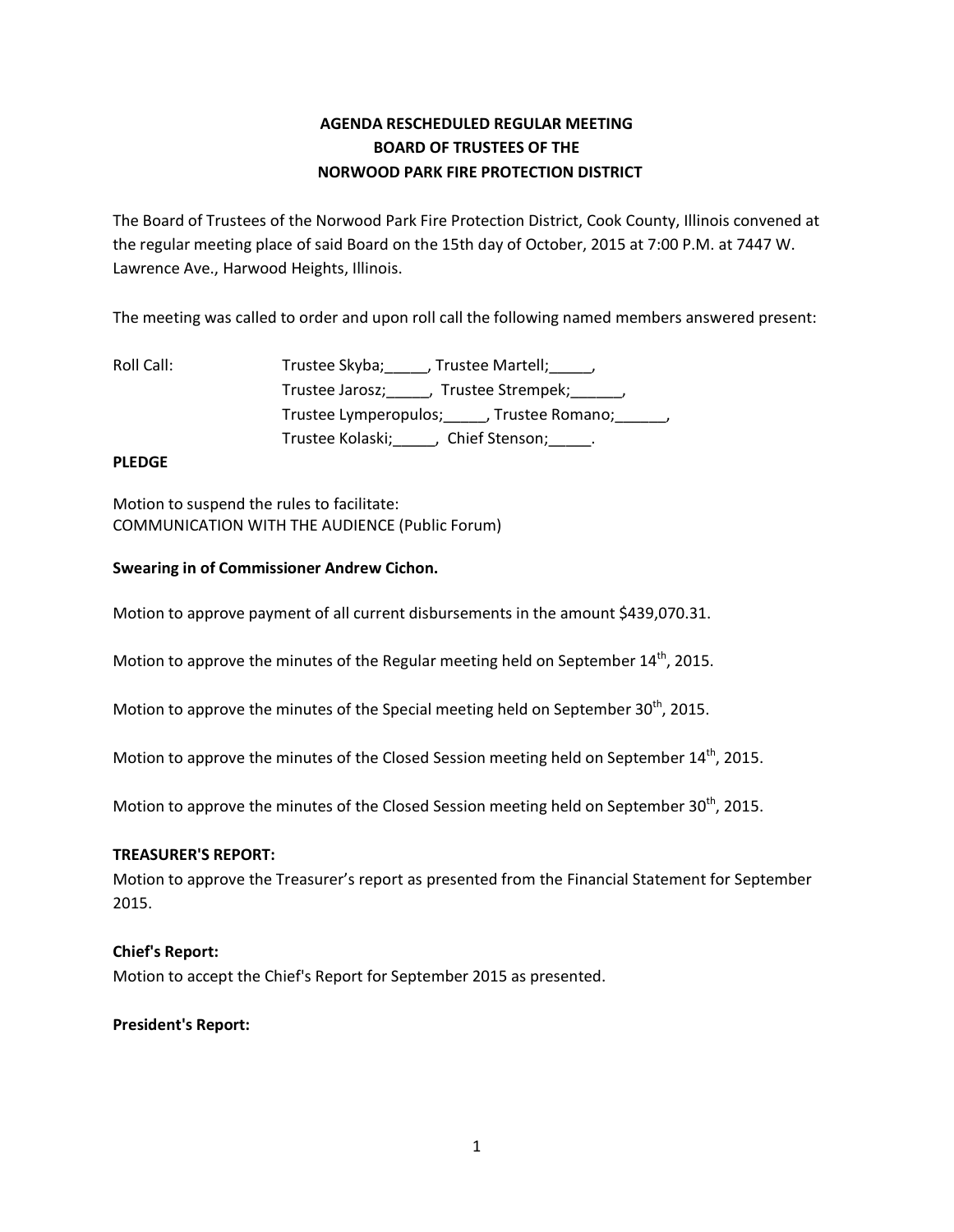**AGENDA RESCHEDULED REGULAR MEETING**
**BOARD OF TRUSTEES OF THE**
**NORWOOD PARK FIRE PROTECTION DISTRICT**

The Board of Trustees of the Norwood Park Fire Protection District, Cook County, Illinois convened at the regular meeting place of said Board on the 15th day of October, 2015 at 7:00 P.M. at 7447 W. Lawrence Ave., Harwood Heights, Illinois.

The meeting was called to order and upon roll call the following named members answered present:

Roll Call: Trustee Skyba;_____, Trustee Martell;_____,
Trustee Jarosz;_____, Trustee Strempek;______,
Trustee Lymperopulos;_____, Trustee Romano;______,
Trustee Kolaski;_____, Chief Stenson;_____.

**PLEDGE**

Motion to suspend the rules to facilitate:
COMMUNICATION WITH THE AUDIENCE (Public Forum)

**Swearing in of Commissioner Andrew Cichon.**

Motion to approve payment of all current disbursements in the amount $439,070.31.

Motion to approve the minutes of the Regular meeting held on September 14th, 2015.

Motion to approve the minutes of the Special meeting held on September 30th, 2015.

Motion to approve the minutes of the Closed Session meeting held on September 14th, 2015.

Motion to approve the minutes of the Closed Session meeting held on September 30th, 2015.

**TREASURER'S REPORT:**
Motion to approve the Treasurer's report as presented from the Financial Statement for September 2015.

**Chief's Report:**
Motion to accept the Chief's Report for September 2015 as presented.

**President's Report:**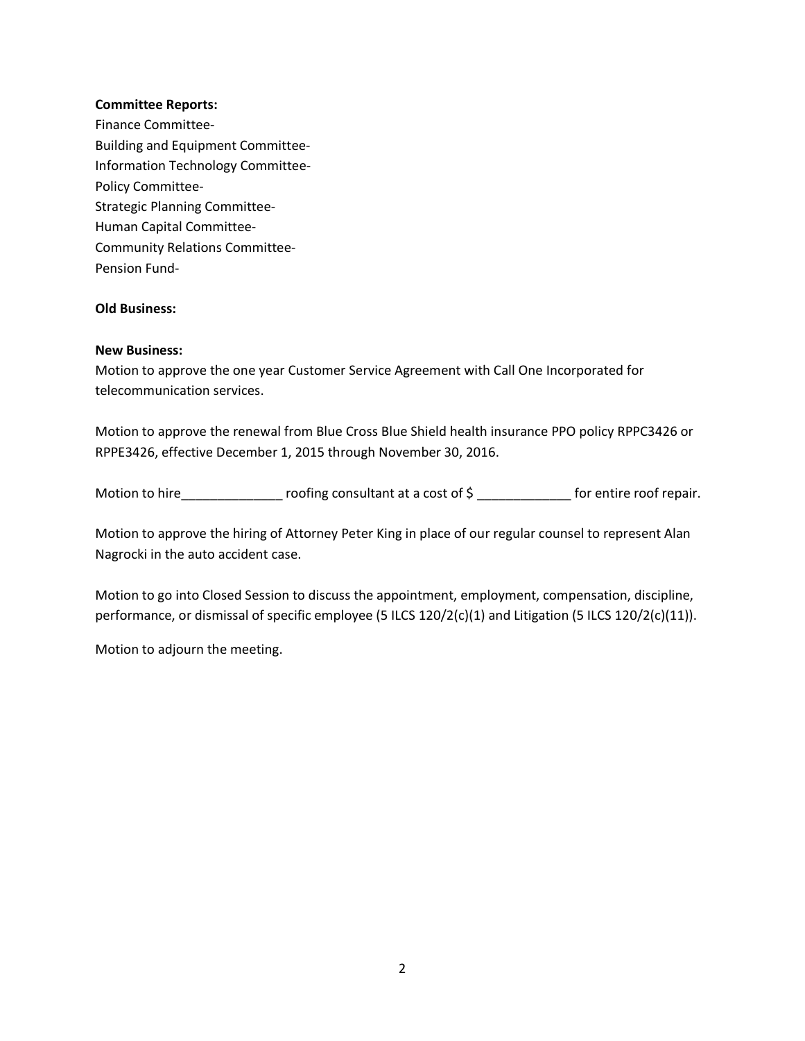**Committee Reports:**

Finance Committee-
Building and Equipment Committee-
Information Technology Committee-
Policy Committee-
Strategic Planning Committee-
Human Capital Committee-
Community Relations Committee-
Pension Fund-

**Old Business:**

**New Business:**

Motion to approve the one year Customer Service Agreement with Call One Incorporated for telecommunication services.

Motion to approve the renewal from Blue Cross Blue Shield health insurance PPO policy RPPC3426 or RPPE3426, effective December 1, 2015 through November 30, 2016.

Motion to hire______________ roofing consultant at a cost of $ _____________ for entire roof repair.

Motion to approve the hiring of Attorney Peter King in place of our regular counsel to represent Alan Nagrocki in the auto accident case.

Motion to go into Closed Session to discuss the appointment, employment, compensation, discipline, performance, or dismissal of specific employee (5 ILCS 120/2(c)(1) and Litigation (5 ILCS 120/2(c)(11)).

Motion to adjourn the meeting.